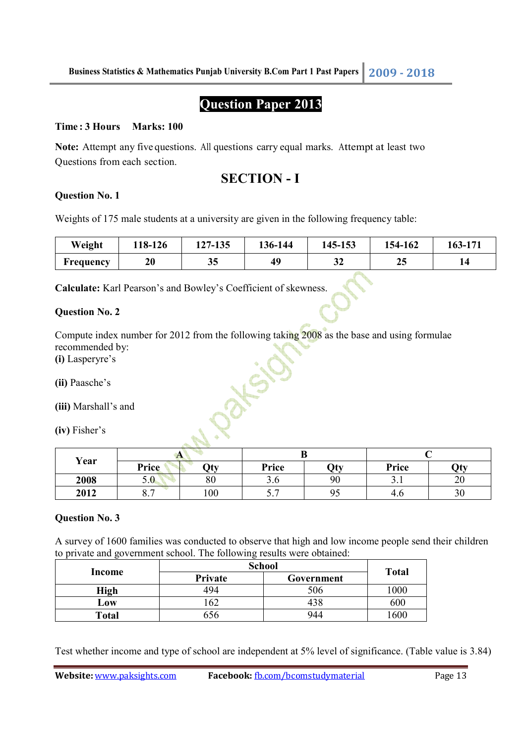# Question Paper 2013

**Time : 3 Hours Marks: 100**

**Note:** Attempt any five questions. All questions carry equal marks. Attempt at least two Questions from each section.

## SECTION - I

### Question No. 1

Weights of 175 male students at a university are given in the following frequency table:

| Weight | 118-126 | 127-135 | 136-144 | 145-153 | 154-162 | 163-171 |
|---|---|---|---|---|---|---|
| Frequency | 20 | 35 | 49 | 32 | 25 | 14 |

**Calculate:** Karl Pearson's and Bowley's Coefficient of skewness.

### Question No. 2

Compute index number for 2012 from the following taking 2008 as the base and using formulae recommended by:

**(i)** Lasperyre's

**(ii)** Paasche's

**(iii)** Marshall's and

**(iv)** Fisher's

| Year | A | | B | | C | |
|---|---|---|---|---|---|---|
| | Price | Qty | Price | Qty | Price | Qty |
| **2008** | 5.0 | 80 | 3.6 | 90 | 3.1 | 20 |
| **2012** | 8.7 | 100 | 5.7 | 95 | 4.6 | 30 |

### Question No. 3

A survey of 1600 families was conducted to observe that high and low income people send their children to private and government school. The following results were obtained:

| Income | School | | Total |
|---|---|---|---|
| | Private | Government | |
| **High** | 494 | 506 | 1000 |
| **Low** | 162 | 438 | 600 |
| **Total** | 656 | 944 | 1600 |

Test whether income and type of school are independent at 5% level of significance. (Table value is 3.84)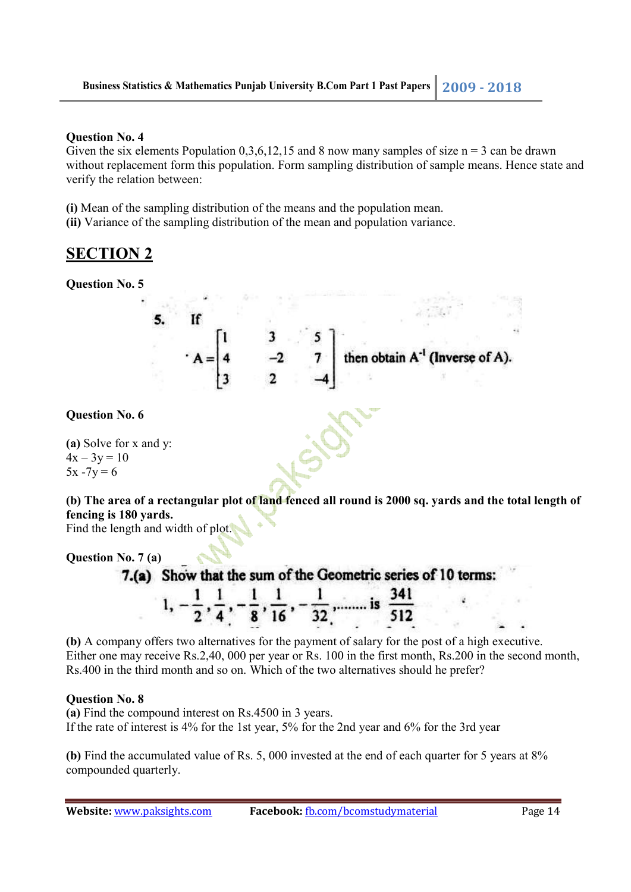**Question No. 4**
Given the six elements Population 0,3,6,12,15 and 8 now many samples of size n = 3 can be drawn without replacement form this population. Form sampling distribution of sample means. Hence state and verify the relation between:

**(i)** Mean of the sampling distribution of the means and the population mean.
**(ii)** Variance of the sampling distribution of the mean and population variance.

## SECTION 2

**Question No. 5**

**5.** **If**

$$A = \begin{bmatrix} 1 & 3 & 5 \\ 4 & -2 & 7 \\ 3 & 2 & -4 \end{bmatrix}$$ then obtain $A^{-1}$ (Inverse of A).

**Question No. 6**

**(a)** Solve for x and y:
$4x - 3y = 10$
$5x - 7y = 6$

**(b) The area of a rectangular plot of land fenced all round is 2000 sq. yards and the total length of fencing is 180 yards.**
Find the length and width of plot.

**Question No. 7 (a)**

**7.(a) Show that the sum of the Geometric series of 10 terms:**

$$1, -\frac{1}{2}, \frac{1}{4}, -\frac{1}{8}, \frac{1}{16}, -\frac{1}{32}, \ldots\ldots\ldots \text{ is } \frac{341}{512}$$

**(b)** A company offers two alternatives for the payment of salary for the post of a high executive. Either one may receive Rs.2,40, 000 per year or Rs. 100 in the first month, Rs.200 in the second month, Rs.400 in the third month and so on. Which of the two alternatives should he prefer?

**Question No. 8**
**(a)** Find the compound interest on Rs.4500 in 3 years.
If the rate of interest is 4% for the 1st year, 5% for the 2nd year and 6% for the 3rd year

**(b)** Find the accumulated value of Rs. 5, 000 invested at the end of each quarter for 5 years at 8% compounded quarterly.